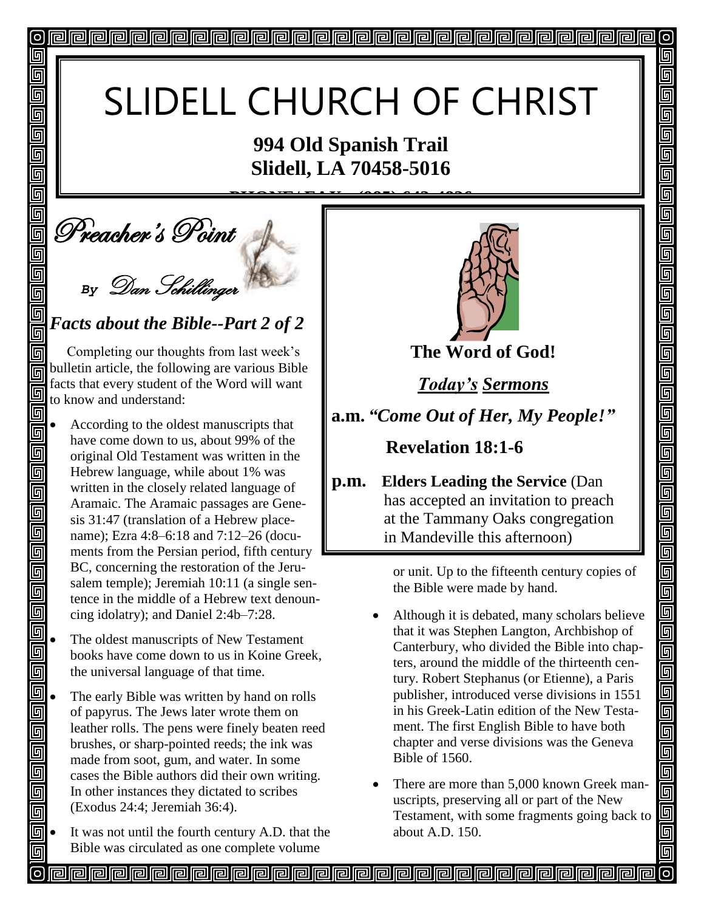# SLIDELL CHURCH OF CHRIST

**994 Old Spanish Trail**
**Slidell, LA 70458-5016**

## Preacher's Point

*By Dan Schillinger*

### *Facts about the Bible--Part 2 of 2*

Completing our thoughts from last week's bulletin article, the following are various Bible facts that every student of the Word will want to know and understand:

- According to the oldest manuscripts that have come down to us, about 99% of the original Old Testament was written in the Hebrew language, while about 1% was written in the closely related language of Aramaic. The Aramaic passages are Genesis 31:47 (translation of a Hebrew place-name); Ezra 4:8–6:18 and 7:12–26 (documents from the Persian period, fifth century BC, concerning the restoration of the Jerusalem temple); Jeremiah 10:11 (a single sentence in the middle of a Hebrew text denouncing idolatry); and Daniel 2:4b–7:28.
- The oldest manuscripts of New Testament books have come down to us in Koine Greek, the universal language of that time.
- The early Bible was written by hand on rolls of papyrus. The Jews later wrote them on leather rolls. The pens were finely beaten reed brushes, or sharp-pointed reeds; the ink was made from soot, gum, and water. In some cases the Bible authors did their own writing. In other instances they dictated to scribes (Exodus 24:4; Jeremiah 36:4).
- It was not until the fourth century A.D. that the Bible was circulated as one complete volume or unit. Up to the fifteenth century copies of the Bible were made by hand.
- Although it is debated, many scholars believe that it was Stephen Langton, Archbishop of Canterbury, who divided the Bible into chapters, around the middle of the thirteenth century. Robert Stephanus (or Etienne), a Paris publisher, introduced verse divisions in 1551 in his Greek-Latin edition of the New Testament. The first English Bible to have both chapter and verse divisions was the Geneva Bible of 1560.
- There are more than 5,000 known Greek manuscripts, preserving all or part of the New Testament, with some fragments going back to about A.D. 150.

---

**The Word of God!**

***Today's Sermons***

**a.m.** ***"Come Out of Her, My People!"***

**Revelation 18:1-6**

**p.m. Elders Leading the Service** (Dan has accepted an invitation to preach at the Tammany Oaks congregation in Mandeville this afternoon)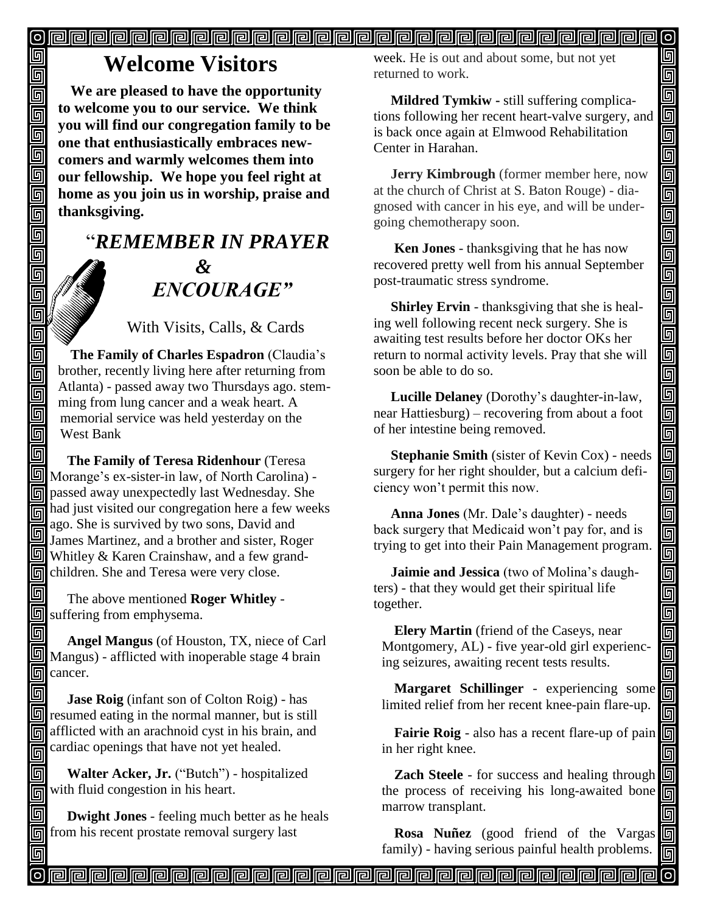# Welcome Visitors

**We are pleased to have the opportunity to welcome you to our service. We think you will find our congregation family to be one that enthusiastically embraces newcomers and warmly welcomes them into our fellowship. We hope you feel right at home as you join us in worship, praise and thanksgiving.**

## "*REMEMBER IN PRAYER & ENCOURAGE"*

With Visits, Calls, & Cards

**The Family of Charles Espadron** (Claudia's brother, recently living here after returning from Atlanta) - passed away two Thursdays ago. stemming from lung cancer and a weak heart. A memorial service was held yesterday on the West Bank

**The Family of Teresa Ridenhour** (Teresa Morange's ex-sister-in law, of North Carolina) - passed away unexpectedly last Wednesday. She had just visited our congregation here a few weeks ago. She is survived by two sons, David and James Martinez, and a brother and sister, Roger Whitley & Karen Crainshaw, and a few grandchildren. She and Teresa were very close.

The above mentioned **Roger Whitley** - suffering from emphysema.

**Angel Mangus** (of Houston, TX, niece of Carl Mangus) - afflicted with inoperable stage 4 brain cancer.

**Jase Roig** (infant son of Colton Roig) - has resumed eating in the normal manner, but is still afflicted with an arachnoid cyst in his brain, and cardiac openings that have not yet healed.

**Walter Acker, Jr.** ("Butch") - hospitalized with fluid congestion in his heart.

**Dwight Jones** - feeling much better as he heals from his recent prostate removal surgery last week. He is out and about some, but not yet returned to work.

**Mildred Tymkiw** - still suffering complications following her recent heart-valve surgery, and is back once again at Elmwood Rehabilitation Center in Harahan.

**Jerry Kimbrough** (former member here, now at the church of Christ at S. Baton Rouge) - diagnosed with cancer in his eye, and will be undergoing chemotherapy soon.

**Ken Jones** - thanksgiving that he has now recovered pretty well from his annual September post-traumatic stress syndrome.

**Shirley Ervin** - thanksgiving that she is healing well following recent neck surgery. She is awaiting test results before her doctor OKs her return to normal activity levels. Pray that she will soon be able to do so.

**Lucille Delaney** (Dorothy's daughter-in-law, near Hattiesburg) – recovering from about a foot of her intestine being removed.

**Stephanie Smith** (sister of Kevin Cox) - needs surgery for her right shoulder, but a calcium deficiency won't permit this now.

**Anna Jones** (Mr. Dale's daughter) - needs back surgery that Medicaid won't pay for, and is trying to get into their Pain Management program.

**Jaimie and Jessica** (two of Molina's daughters) - that they would get their spiritual life together.

**Elery Martin** (friend of the Caseys, near Montgomery, AL) - five year-old girl experiencing seizures, awaiting recent tests results.

**Margaret Schillinger** - experiencing some limited relief from her recent knee-pain flare-up.

**Fairie Roig** - also has a recent flare-up of pain in her right knee.

**Zach Steele** - for success and healing through the process of receiving his long-awaited bone marrow transplant.

**Rosa Nuñez** (good friend of the Vargas family) - having serious painful health problems.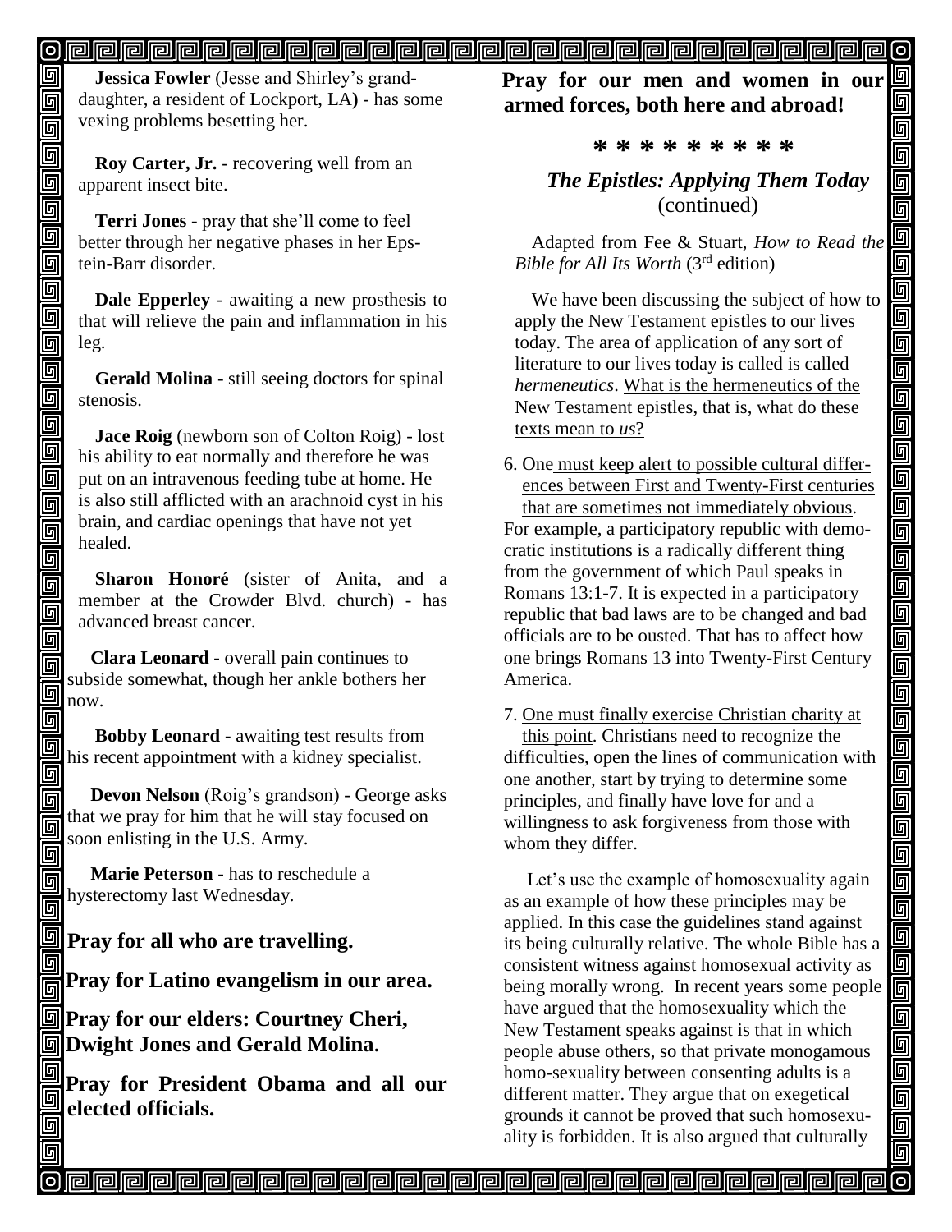**Jessica Fowler** (Jesse and Shirley's granddaughter, a resident of Lockport, LA**)** - has some vexing problems besetting her.

**Roy Carter, Jr.** - recovering well from an apparent insect bite.

**Terri Jones** - pray that she'll come to feel better through her negative phases in her Epstein-Barr disorder.

**Dale Epperley** - awaiting a new prosthesis to that will relieve the pain and inflammation in his leg.

**Gerald Molina** - still seeing doctors for spinal stenosis.

**Jace Roig** (newborn son of Colton Roig) - lost his ability to eat normally and therefore he was put on an intravenous feeding tube at home. He is also still afflicted with an arachnoid cyst in his brain, and cardiac openings that have not yet healed.

**Sharon Honoré** (sister of Anita, and a member at the Crowder Blvd. church) - has advanced breast cancer.

**Clara Leonard** - overall pain continues to subside somewhat, though her ankle bothers her now.

**Bobby Leonard** - awaiting test results from his recent appointment with a kidney specialist.

**Devon Nelson** (Roig's grandson) - George asks that we pray for him that he will stay focused on soon enlisting in the U.S. Army.

**Marie Peterson** - has to reschedule a hysterectomy last Wednesday.

**Pray for all who are travelling.**

**Pray for Latino evangelism in our area.**

**Pray for our elders: Courtney Cheri, Dwight Jones and Gerald Molina.**

**Pray for President Obama and all our elected officials.**

**Pray for our men and women in our armed forces, both here and abroad!**

**\* \* \* \* \* \* \* \* \***

## *The Epistles: Applying Them Today* (continued)

Adapted from Fee & Stuart, *How to Read the Bible for All Its Worth* (3rd edition)

We have been discussing the subject of how to apply the New Testament epistles to our lives today. The area of application of any sort of literature to our lives today is called is called *hermeneutics*. What is the hermeneutics of the New Testament epistles, that is, what do these texts mean to *us*?

6. One must keep alert to possible cultural differences between First and Twenty-First centuries that are sometimes not immediately obvious. For example, a participatory republic with democratic institutions is a radically different thing from the government of which Paul speaks in Romans 13:1-7. It is expected in a participatory republic that bad laws are to be changed and bad officials are to be ousted. That has to affect how one brings Romans 13 into Twenty-First Century America.

7. One must finally exercise Christian charity at this point. Christians need to recognize the difficulties, open the lines of communication with one another, start by trying to determine some principles, and finally have love for and a willingness to ask forgiveness from those with whom they differ.

Let's use the example of homosexuality again as an example of how these principles may be applied. In this case the guidelines stand against its being culturally relative. The whole Bible has a consistent witness against homosexual activity as being morally wrong. In recent years some people have argued that the homosexuality which the New Testament speaks against is that in which people abuse others, so that private monogamous homo-sexuality between consenting adults is a different matter. They argue that on exegetical grounds it cannot be proved that such homosexuality is forbidden. It is also argued that culturally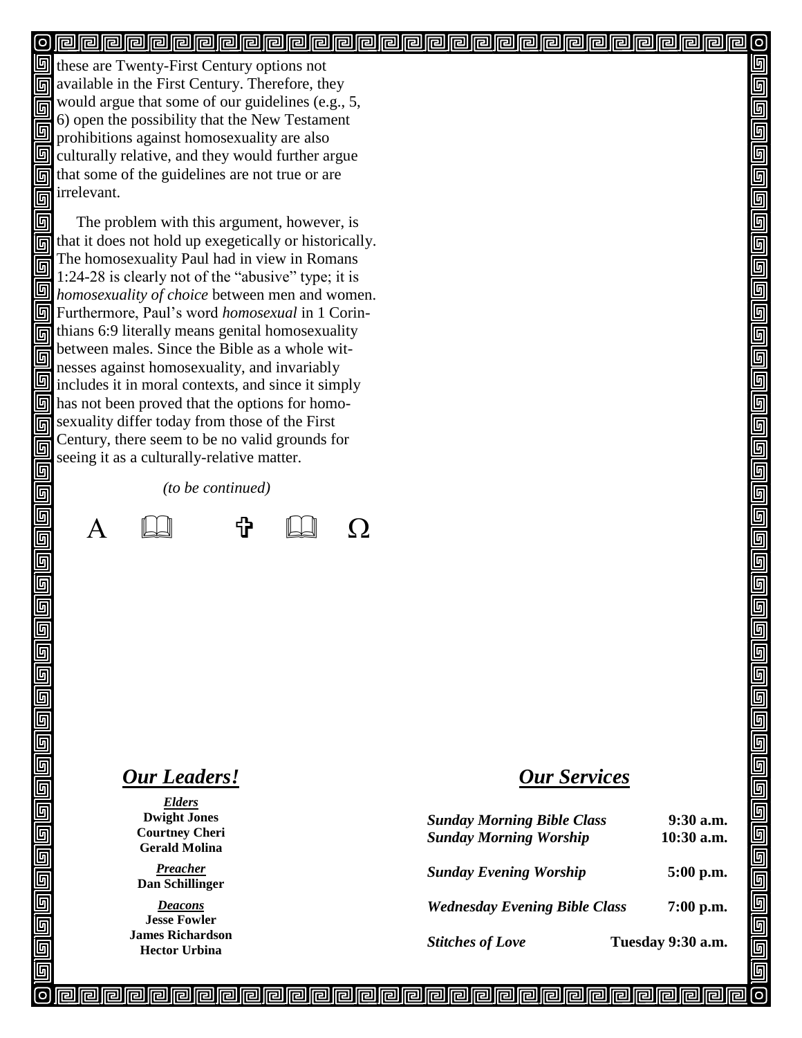these are Twenty-First Century options not available in the First Century. Therefore, they would argue that some of our guidelines (e.g., 5, 6) open the possibility that the New Testament prohibitions against homosexuality are also culturally relative, and they would further argue that some of the guidelines are not true or are irrelevant.

The problem with this argument, however, is that it does not hold up exegetically or historically. The homosexuality Paul had in view in Romans 1:24-28 is clearly not of the "abusive" type; it is *homosexuality of choice* between men and women. Furthermore, Paul's word *homosexual* in 1 Corinthians 6:9 literally means genital homosexuality between males. Since the Bible as a whole witnesses against homosexuality, and invariably includes it in moral contexts, and since it simply has not been proved that the options for homosexuality differ today from those of the First Century, there seem to be no valid grounds for seeing it as a culturally-relative matter.

*(to be continued)*

A 📖 ✞ 📖 Ω

## *Our Leaders!*

***Elders***
**Dwight Jones**
**Courtney Cheri**
**Gerald Molina**

***Preacher***
**Dan Schillinger**

***Deacons***
**Jesse Fowler**
**James Richardson**
**Hector Urbina**

## *Our Services*

| | |
|---|---|
| ***Sunday Morning Bible Class*** | **9:30 a.m.** |
| ***Sunday Morning Worship*** | **10:30 a.m.** |
| ***Sunday Evening Worship*** | **5:00 p.m.** |
| ***Wednesday Evening Bible Class*** | **7:00 p.m.** |
| ***Stitches of Love*** | **Tuesday 9:30 a.m.** |